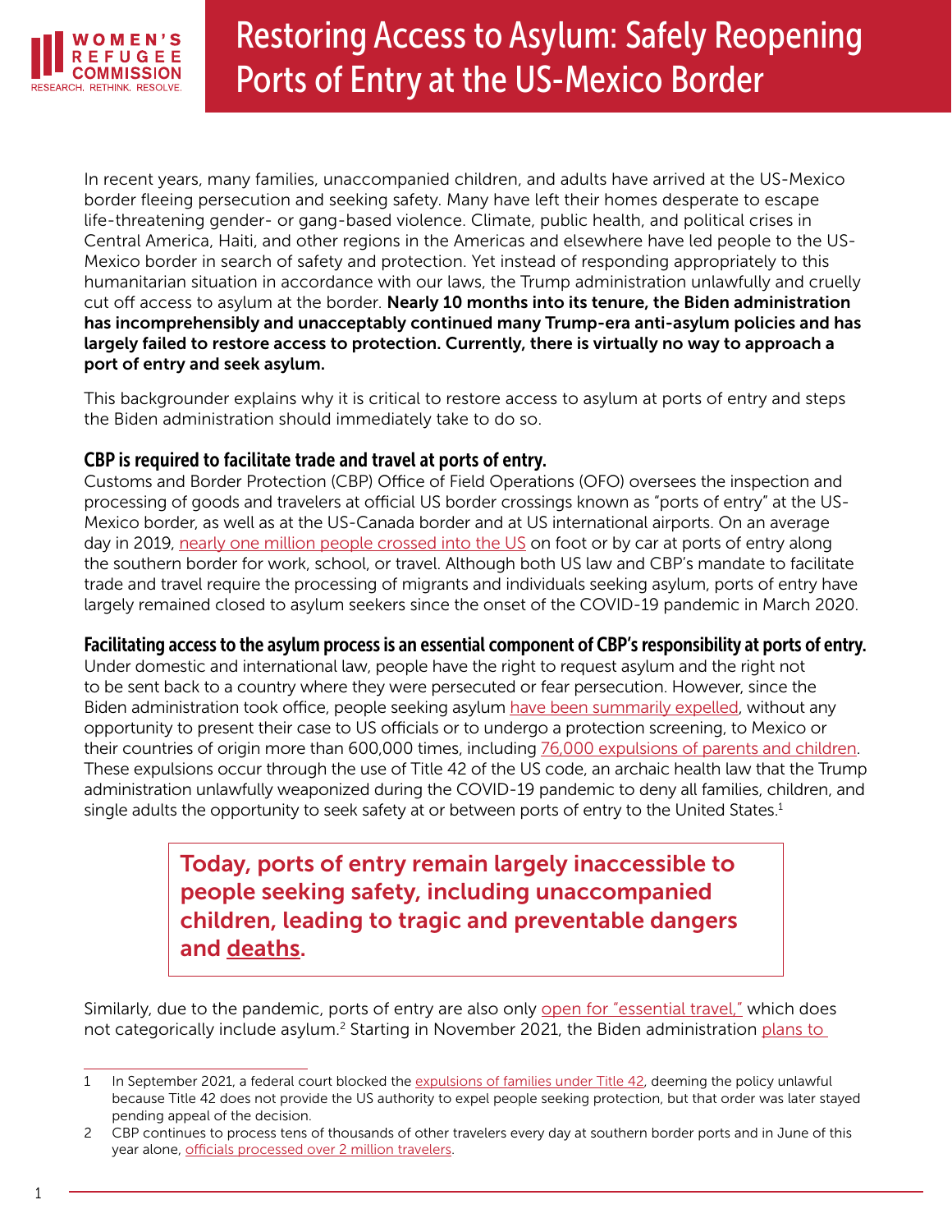WOMEN'S REFUGEE COMMISSION
RESEARCH. RETHINK. RESOLVE.

# Restoring Access to Asylum: Safely Reopening Ports of Entry at the US-Mexico Border

In recent years, many families, unaccompanied children, and adults have arrived at the US-Mexico border fleeing persecution and seeking safety. Many have left their homes desperate to escape life-threatening gender- or gang-based violence. Climate, public health, and political crises in Central America, Haiti, and other regions in the Americas and elsewhere have led people to the US-Mexico border in search of safety and protection. Yet instead of responding appropriately to this humanitarian situation in accordance with our laws, the Trump administration unlawfully and cruelly cut off access to asylum at the border. **Nearly 10 months into its tenure, the Biden administration has incomprehensibly and unacceptably continued many Trump-era anti-asylum policies and has largely failed to restore access to protection. Currently, there is virtually no way to approach a port of entry and seek asylum.**

This backgrounder explains why it is critical to restore access to asylum at ports of entry and steps the Biden administration should immediately take to do so.

### CBP is required to facilitate trade and travel at ports of entry.

Customs and Border Protection (CBP) Office of Field Operations (OFO) oversees the inspection and processing of goods and travelers at official US border crossings known as "ports of entry" at the US-Mexico border, as well as at the US-Canada border and at US international airports. On an average day in 2019, nearly one million people crossed into the US on foot or by car at ports of entry along the southern border for work, school, or travel. Although both US law and CBP's mandate to facilitate trade and travel require the processing of migrants and individuals seeking asylum, ports of entry have largely remained closed to asylum seekers since the onset of the COVID-19 pandemic in March 2020.

### Facilitating access to the asylum process is an essential component of CBP's responsibility at ports of entry.

Under domestic and international law, people have the right to request asylum and the right not to be sent back to a country where they were persecuted or fear persecution. However, since the Biden administration took office, people seeking asylum have been summarily expelled, without any opportunity to present their case to US officials or to undergo a protection screening, to Mexico or their countries of origin more than 600,000 times, including 76,000 expulsions of parents and children. These expulsions occur through the use of Title 42 of the US code, an archaic health law that the Trump administration unlawfully weaponized during the COVID-19 pandemic to deny all families, children, and single adults the opportunity to seek safety at or between ports of entry to the United States.[1]

> **Today, ports of entry remain largely inaccessible to people seeking safety, including unaccompanied children, leading to tragic and preventable dangers and deaths.**

Similarly, due to the pandemic, ports of entry are also only open for "essential travel," which does not categorically include asylum.[2] Starting in November 2021, the Biden administration plans to

---

1 In September 2021, a federal court blocked the expulsions of families under Title 42, deeming the policy unlawful because Title 42 does not provide the US authority to expel people seeking protection, but that order was later stayed pending appeal of the decision.

2 CBP continues to process tens of thousands of other travelers every day at southern border ports and in June of this year alone, officials processed over 2 million travelers.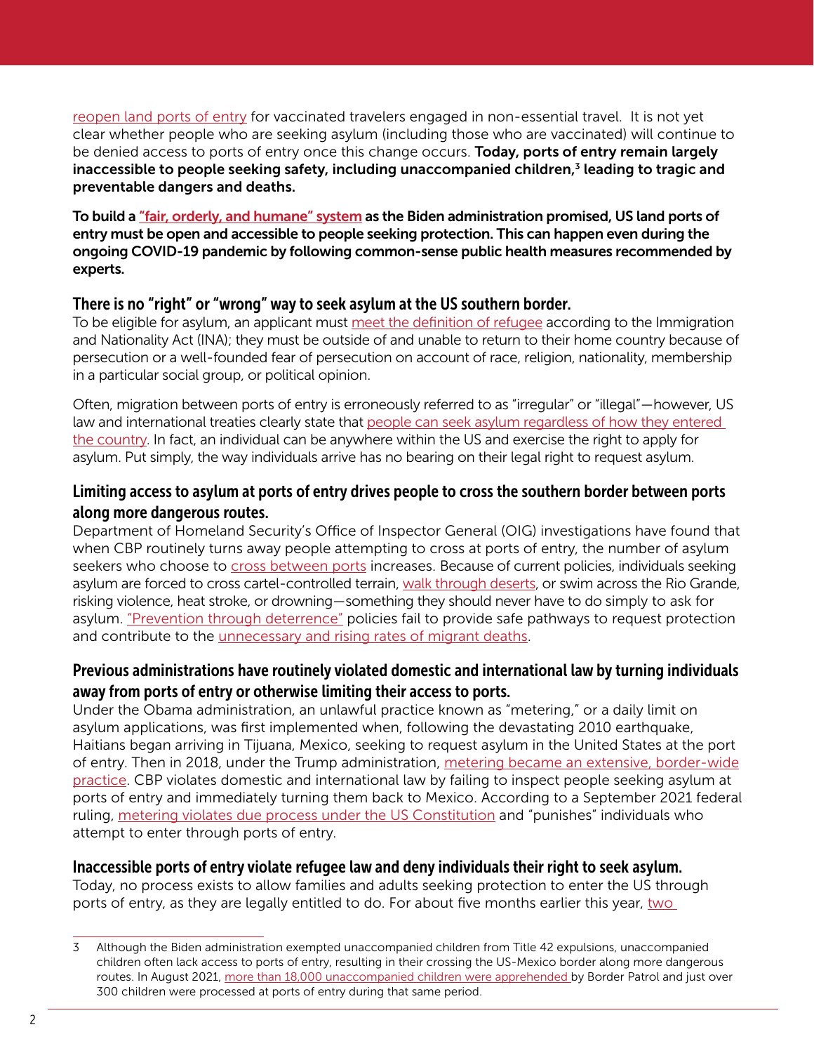reopen land ports of entry for vaccinated travelers engaged in non-essential travel. It is not yet clear whether people who are seeking asylum (including those who are vaccinated) will continue to be denied access to ports of entry once this change occurs. **Today, ports of entry remain largely inaccessible to people seeking safety, including unaccompanied children,[3] leading to tragic and preventable dangers and deaths.**

**To build a "fair, orderly, and humane" system as the Biden administration promised, US land ports of entry must be open and accessible to people seeking protection. This can happen even during the ongoing COVID-19 pandemic by following common-sense public health measures recommended by experts.**

## There is no "right" or "wrong" way to seek asylum at the US southern border.

To be eligible for asylum, an applicant must meet the definition of refugee according to the Immigration and Nationality Act (INA); they must be outside of and unable to return to their home country because of persecution or a well-founded fear of persecution on account of race, religion, nationality, membership in a particular social group, or political opinion.

Often, migration between ports of entry is erroneously referred to as "irregular" or "illegal"—however, US law and international treaties clearly state that people can seek asylum regardless of how they entered the country. In fact, an individual can be anywhere within the US and exercise the right to apply for asylum. Put simply, the way individuals arrive has no bearing on their legal right to request asylum.

## Limiting access to asylum at ports of entry drives people to cross the southern border between ports along more dangerous routes.

Department of Homeland Security's Office of Inspector General (OIG) investigations have found that when CBP routinely turns away people attempting to cross at ports of entry, the number of asylum seekers who choose to cross between ports increases. Because of current policies, individuals seeking asylum are forced to cross cartel-controlled terrain, walk through deserts, or swim across the Rio Grande, risking violence, heat stroke, or drowning—something they should never have to do simply to ask for asylum. "Prevention through deterrence" policies fail to provide safe pathways to request protection and contribute to the unnecessary and rising rates of migrant deaths.

## Previous administrations have routinely violated domestic and international law by turning individuals away from ports of entry or otherwise limiting their access to ports.

Under the Obama administration, an unlawful practice known as "metering," or a daily limit on asylum applications, was first implemented when, following the devastating 2010 earthquake, Haitians began arriving in Tijuana, Mexico, seeking to request asylum in the United States at the port of entry. Then in 2018, under the Trump administration, metering became an extensive, border-wide practice. CBP violates domestic and international law by failing to inspect people seeking asylum at ports of entry and immediately turning them back to Mexico. According to a September 2021 federal ruling, metering violates due process under the US Constitution and "punishes" individuals who attempt to enter through ports of entry.

## Inaccessible ports of entry violate refugee law and deny individuals their right to seek asylum.

Today, no process exists to allow families and adults seeking protection to enter the US through ports of entry, as they are legally entitled to do. For about five months earlier this year, two

---

[3] Although the Biden administration exempted unaccompanied children from Title 42 expulsions, unaccompanied children often lack access to ports of entry, resulting in their crossing the US-Mexico border along more dangerous routes. In August 2021, more than 18,000 unaccompanied children were apprehended by Border Patrol and just over 300 children were processed at ports of entry during that same period.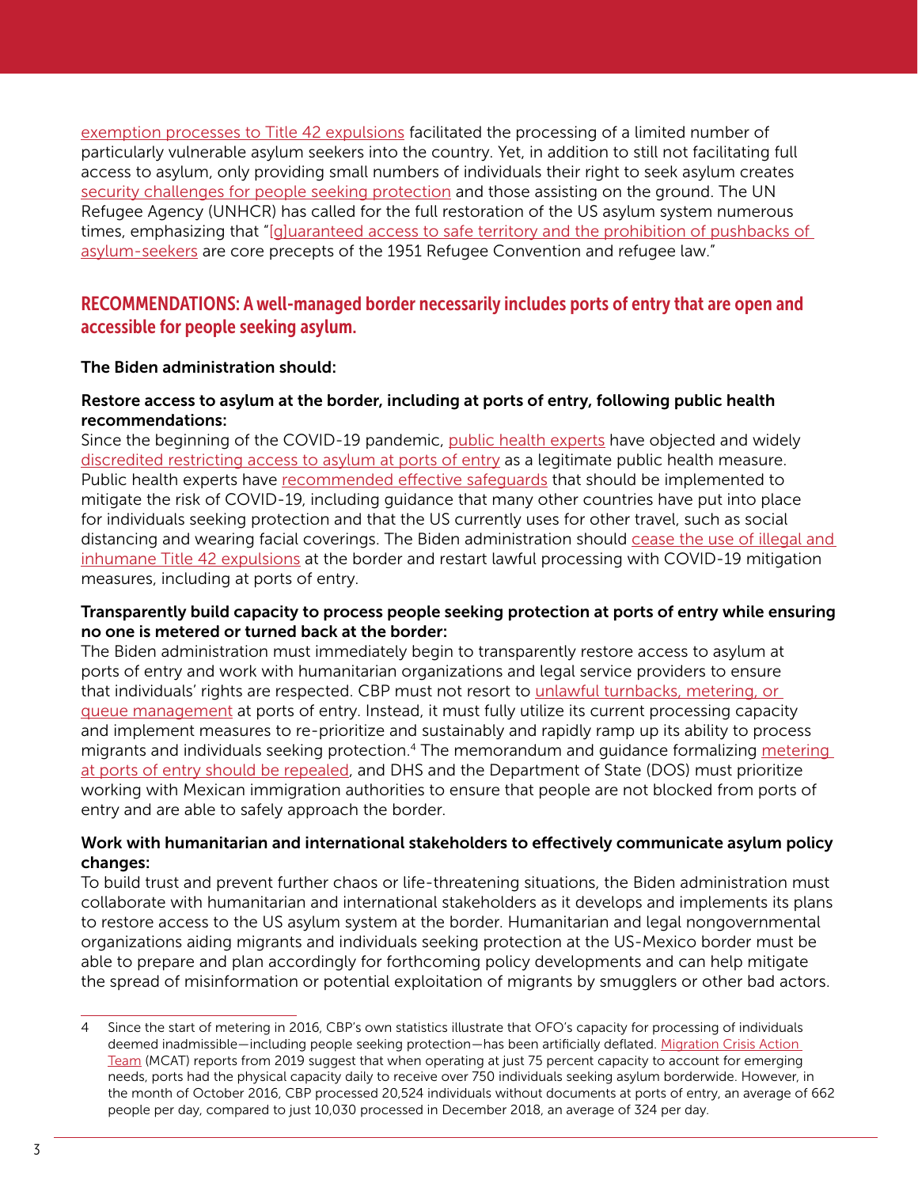exemption processes to Title 42 expulsions facilitated the processing of a limited number of particularly vulnerable asylum seekers into the country. Yet, in addition to still not facilitating full access to asylum, only providing small numbers of individuals their right to seek asylum creates security challenges for people seeking protection and those assisting on the ground. The UN Refugee Agency (UNHCR) has called for the full restoration of the US asylum system numerous times, emphasizing that "[g]uaranteed access to safe territory and the prohibition of pushbacks of asylum-seekers are core precepts of the 1951 Refugee Convention and refugee law."

## RECOMMENDATIONS: A well-managed border necessarily includes ports of entry that are open and accessible for people seeking asylum.

**The Biden administration should:**

**Restore access to asylum at the border, including at ports of entry, following public health recommendations:**

Since the beginning of the COVID-19 pandemic, public health experts have objected and widely discredited restricting access to asylum at ports of entry as a legitimate public health measure. Public health experts have recommended effective safeguards that should be implemented to mitigate the risk of COVID-19, including guidance that many other countries have put into place for individuals seeking protection and that the US currently uses for other travel, such as social distancing and wearing facial coverings. The Biden administration should cease the use of illegal and inhumane Title 42 expulsions at the border and restart lawful processing with COVID-19 mitigation measures, including at ports of entry.

**Transparently build capacity to process people seeking protection at ports of entry while ensuring no one is metered or turned back at the border:**

The Biden administration must immediately begin to transparently restore access to asylum at ports of entry and work with humanitarian organizations and legal service providers to ensure that individuals' rights are respected. CBP must not resort to unlawful turnbacks, metering, or queue management at ports of entry. Instead, it must fully utilize its current processing capacity and implement measures to re-prioritize and sustainably and rapidly ramp up its ability to process migrants and individuals seeking protection.[4] The memorandum and guidance formalizing metering at ports of entry should be repealed, and DHS and the Department of State (DOS) must prioritize working with Mexican immigration authorities to ensure that people are not blocked from ports of entry and are able to safely approach the border.

**Work with humanitarian and international stakeholders to effectively communicate asylum policy changes:**

To build trust and prevent further chaos or life-threatening situations, the Biden administration must collaborate with humanitarian and international stakeholders as it develops and implements its plans to restore access to the US asylum system at the border. Humanitarian and legal nongovernmental organizations aiding migrants and individuals seeking protection at the US-Mexico border must be able to prepare and plan accordingly for forthcoming policy developments and can help mitigate the spread of misinformation or potential exploitation of migrants by smugglers or other bad actors.

---

4 Since the start of metering in 2016, CBP's own statistics illustrate that OFO's capacity for processing of individuals deemed inadmissible—including people seeking protection—has been artificially deflated. Migration Crisis Action Team (MCAT) reports from 2019 suggest that when operating at just 75 percent capacity to account for emerging needs, ports had the physical capacity daily to receive over 750 individuals seeking asylum borderwide. However, in the month of October 2016, CBP processed 20,524 individuals without documents at ports of entry, an average of 662 people per day, compared to just 10,030 processed in December 2018, an average of 324 per day.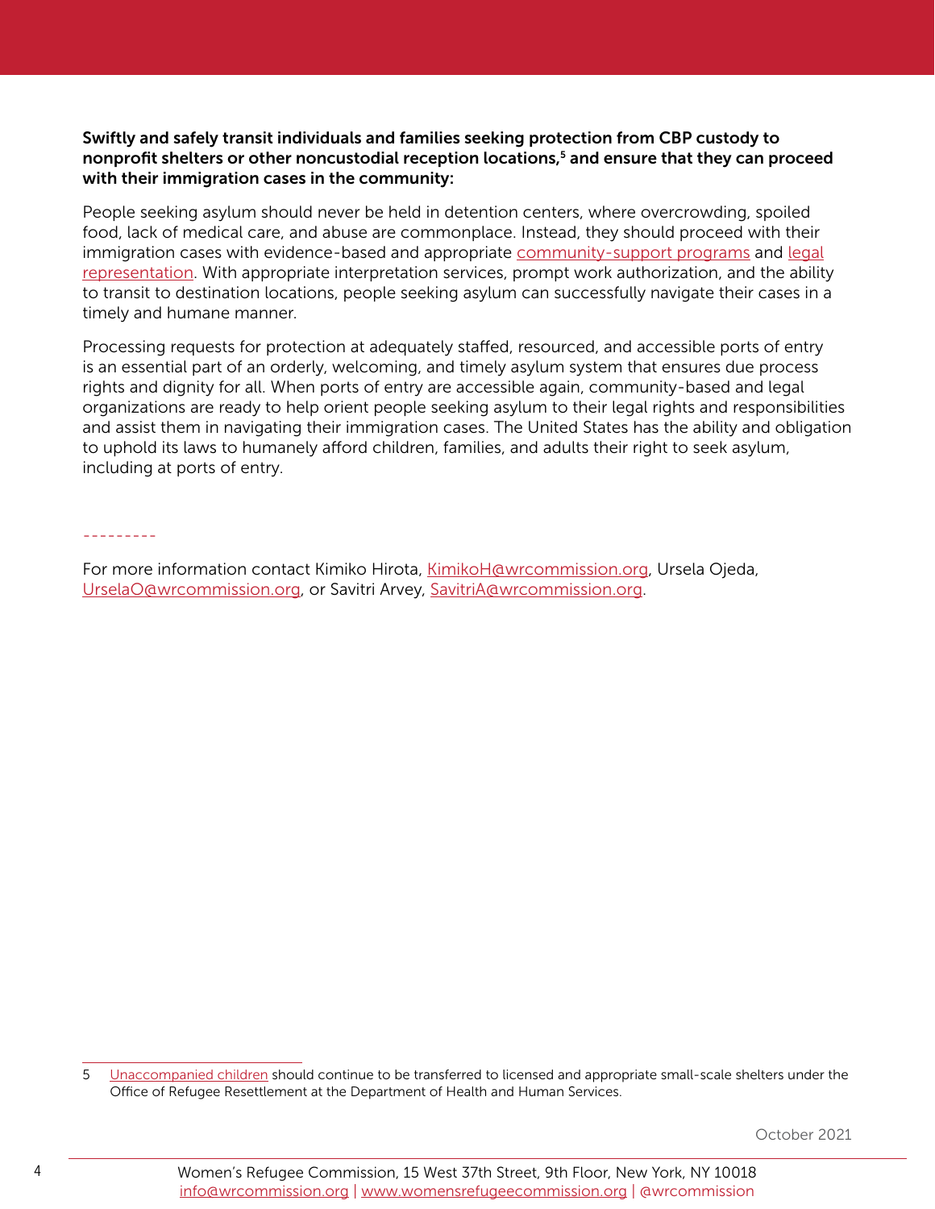**Swiftly and safely transit individuals and families seeking protection from CBP custody to nonprofit shelters or other noncustodial reception locations,[5] and ensure that they can proceed with their immigration cases in the community:**

People seeking asylum should never be held in detention centers, where overcrowding, spoiled food, lack of medical care, and abuse are commonplace. Instead, they should proceed with their immigration cases with evidence-based and appropriate community-support programs and legal representation. With appropriate interpretation services, prompt work authorization, and the ability to transit to destination locations, people seeking asylum can successfully navigate their cases in a timely and humane manner.

Processing requests for protection at adequately staffed, resourced, and accessible ports of entry is an essential part of an orderly, welcoming, and timely asylum system that ensures due process rights and dignity for all. When ports of entry are accessible again, community-based and legal organizations are ready to help orient people seeking asylum to their legal rights and responsibilities and assist them in navigating their immigration cases. The United States has the ability and obligation to uphold its laws to humanely afford children, families, and adults their right to seek asylum, including at ports of entry.

---------

For more information contact Kimiko Hirota, KimikoH@wrcommission.org, Ursela Ojeda, UrselaO@wrcommission.org, or Savitri Arvey, SavitriA@wrcommission.org.

5 Unaccompanied children should continue to be transferred to licensed and appropriate small-scale shelters under the Office of Refugee Resettlement at the Department of Health and Human Services.

October 2021

Women's Refugee Commission, 15 West 37th Street, 9th Floor, New York, NY 10018
info@wrcommission.org | www.womensrefugeecommission.org | @wrcommission